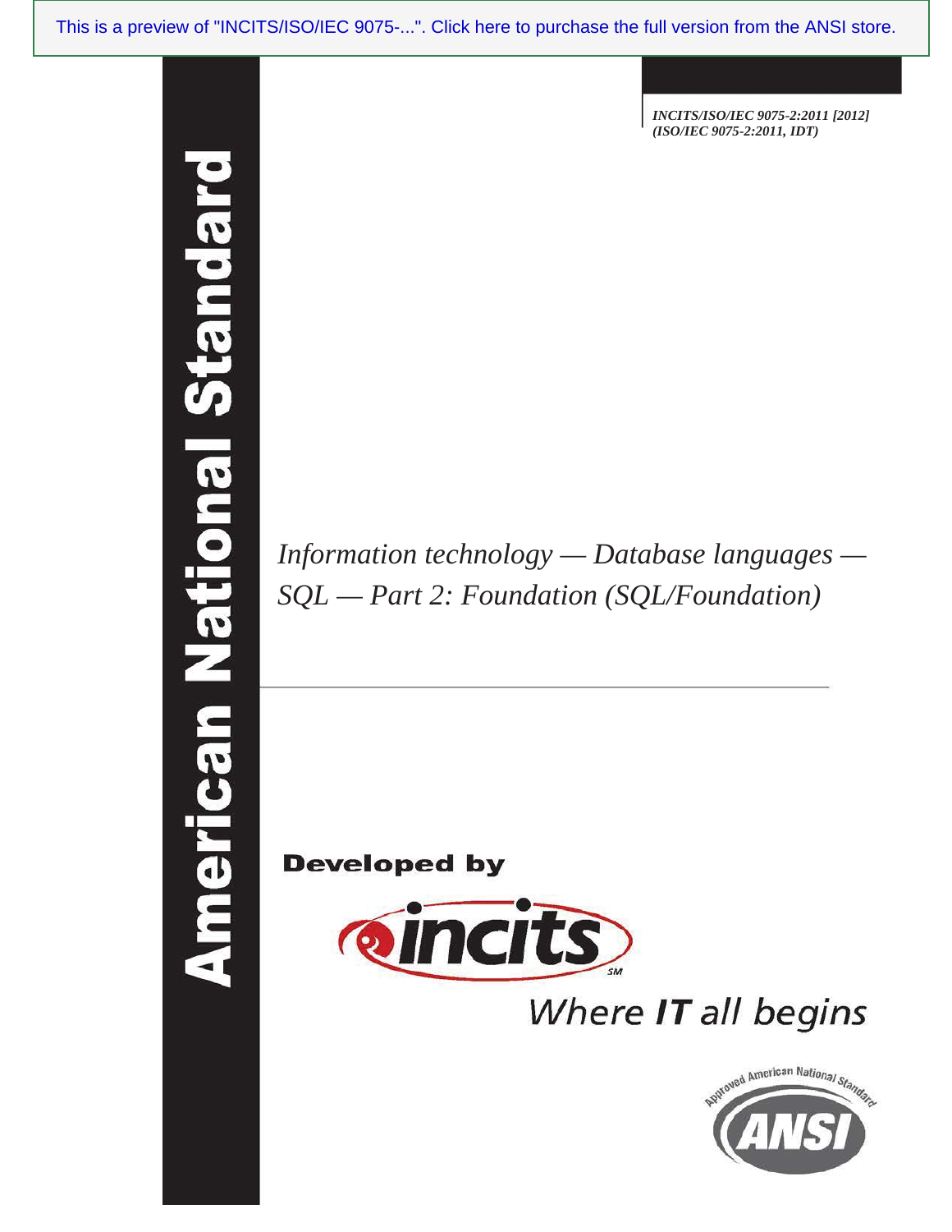This is a preview of "INCITS/ISO/IEC 9075-...". Click here to purchase the full version from the ANSI store.

*INCITS/ISO/IEC 9075-2:2011 [2012]*
*(ISO/IEC 9075-2:2011, IDT)*

**American National Standard**

# *Information technology — Database languages — SQL — Part 2: Foundation (SQL/Foundation)*

**Developed by**

**incits**[SM]

*Where IT all begins*

Approved American National Standard

ANSI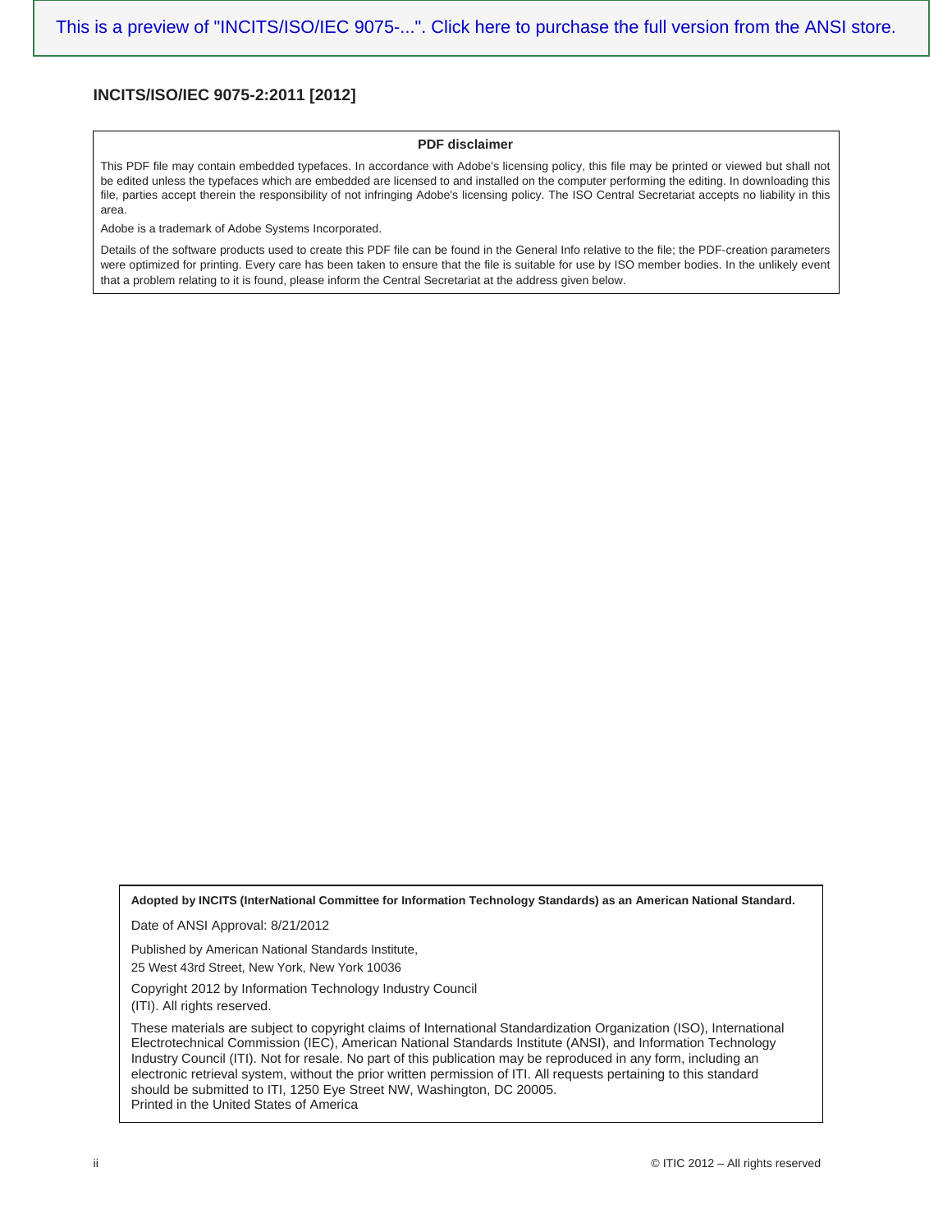**INCITS/ISO/IEC 9075-2:2011 [2012]**

**PDF disclaimer**

This PDF file may contain embedded typefaces. In accordance with Adobe's licensing policy, this file may be printed or viewed but shall not be edited unless the typefaces which are embedded are licensed to and installed on the computer performing the editing. In downloading this file, parties accept therein the responsibility of not infringing Adobe's licensing policy. The ISO Central Secretariat accepts no liability in this area.

Adobe is a trademark of Adobe Systems Incorporated.

Details of the software products used to create this PDF file can be found in the General Info relative to the file; the PDF-creation parameters were optimized for printing. Every care has been taken to ensure that the file is suitable for use by ISO member bodies. In the unlikely event that a problem relating to it is found, please inform the Central Secretariat at the address given below.

**Adopted by INCITS (InterNational Committee for Information Technology Standards) as an American National Standard.**

Date of ANSI Approval: 8/21/2012

Published by American National Standards Institute,
25 West 43rd Street, New York, New York 10036

Copyright 2012 by Information Technology Industry Council
(ITI). All rights reserved.

These materials are subject to copyright claims of International Standardization Organization (ISO), International Electrotechnical Commission (IEC), American National Standards Institute (ANSI), and Information Technology Industry Council (ITI). Not for resale. No part of this publication may be reproduced in any form, including an electronic retrieval system, without the prior written permission of ITI. All requests pertaining to this standard should be submitted to ITI, 1250 Eye Street NW, Washington, DC 20005.
Printed in the United States of America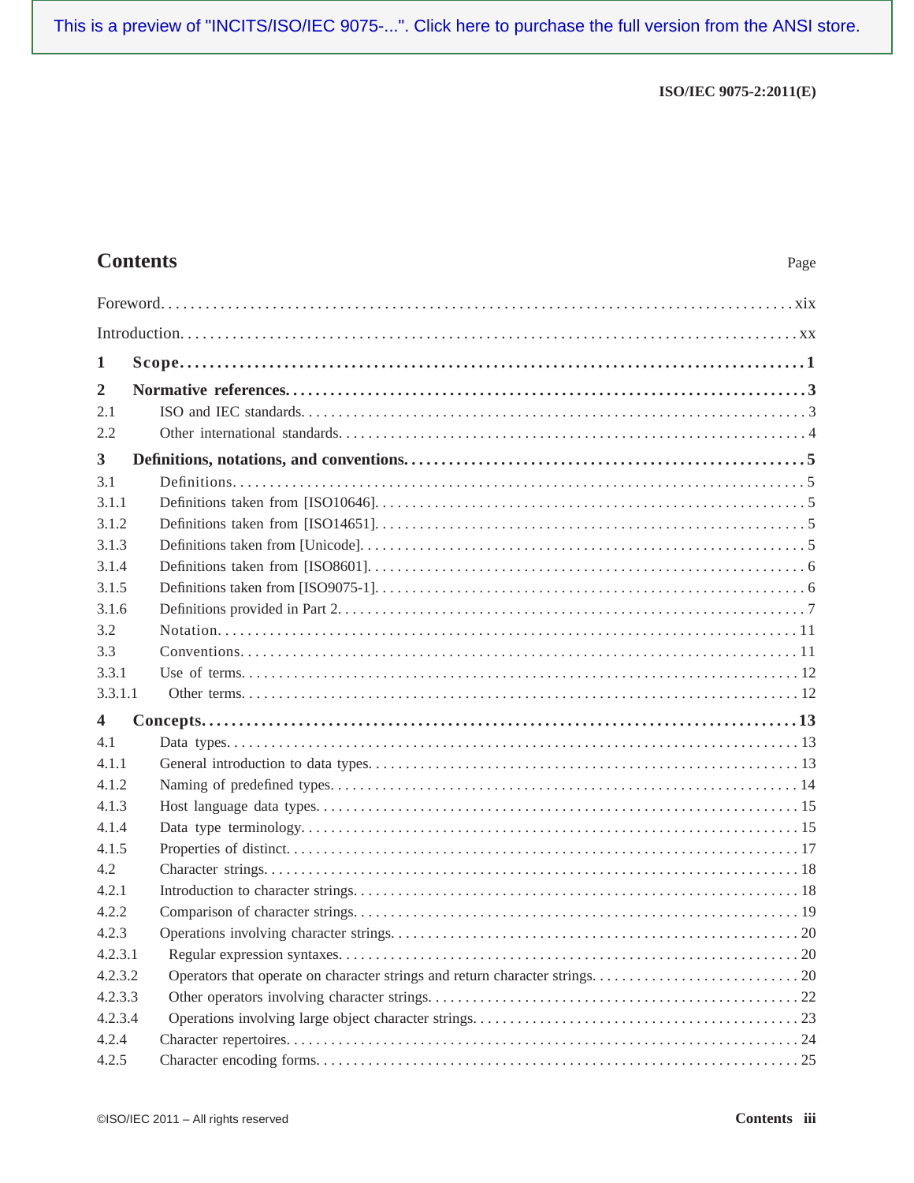# Contents

Page

Foreword . . . xix

Introduction . . . xx

**1 Scope . . . 1**

**2 Normative references . . . 3**

2.1 ISO and IEC standards . . . 3

2.2 Other international standards . . . 4

**3 Definitions, notations, and conventions . . . 5**

3.1 Definitions . . . 5

3.1.1 Definitions taken from [ISO10646] . . . 5

3.1.2 Definitions taken from [ISO14651] . . . 5

3.1.3 Definitions taken from [Unicode] . . . 5

3.1.4 Definitions taken from [ISO8601] . . . 6

3.1.5 Definitions taken from [ISO9075-1] . . . 6

3.1.6 Definitions provided in Part 2 . . . 7

3.2 Notation . . . 11

3.3 Conventions . . . 11

3.3.1 Use of terms . . . 12

3.3.1.1 Other terms . . . 12

**4 Concepts . . . 13**

4.1 Data types . . . 13

4.1.1 General introduction to data types . . . 13

4.1.2 Naming of predefined types . . . 14

4.1.3 Host language data types . . . 15

4.1.4 Data type terminology . . . 15

4.1.5 Properties of distinct . . . 17

4.2 Character strings . . . 18

4.2.1 Introduction to character strings . . . 18

4.2.2 Comparison of character strings . . . 19

4.2.3 Operations involving character strings . . . 20

4.2.3.1 Regular expression syntaxes . . . 20

4.2.3.2 Operators that operate on character strings and return character strings . . . 20

4.2.3.3 Other operators involving character strings . . . 22

4.2.3.4 Operations involving large object character strings . . . 23

4.2.4 Character repertoires . . . 24

4.2.5 Character encoding forms . . . 25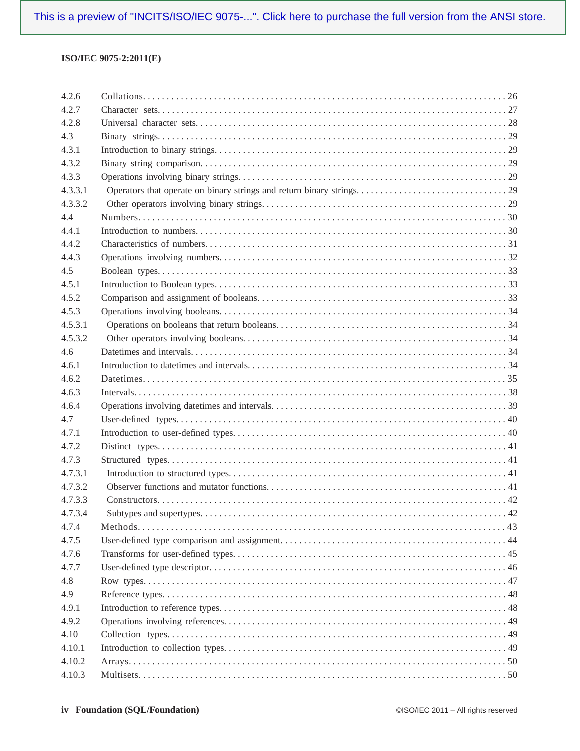4.2.6 Collations . . . . . 26
4.2.7 Character sets . . . . . 27
4.2.8 Universal character sets . . . . . 28
4.3 Binary strings . . . . . 29
4.3.1 Introduction to binary strings . . . . . 29
4.3.2 Binary string comparison . . . . . 29
4.3.3 Operations involving binary strings . . . . . 29
4.3.3.1 Operators that operate on binary strings and return binary strings . . . . . 29
4.3.3.2 Other operators involving binary strings . . . . . 29
4.4 Numbers . . . . . 30
4.4.1 Introduction to numbers . . . . . 30
4.4.2 Characteristics of numbers . . . . . 31
4.4.3 Operations involving numbers . . . . . 32
4.5 Boolean types . . . . . 33
4.5.1 Introduction to Boolean types . . . . . 33
4.5.2 Comparison and assignment of booleans . . . . . 33
4.5.3 Operations involving booleans . . . . . 34
4.5.3.1 Operations on booleans that return booleans . . . . . 34
4.5.3.2 Other operators involving booleans . . . . . 34
4.6 Datetimes and intervals . . . . . 34
4.6.1 Introduction to datetimes and intervals . . . . . 34
4.6.2 Datetimes . . . . . 35
4.6.3 Intervals . . . . . 38
4.6.4 Operations involving datetimes and intervals . . . . . 39
4.7 User-defined types . . . . . 40
4.7.1 Introduction to user-defined types . . . . . 40
4.7.2 Distinct types . . . . . 41
4.7.3 Structured types . . . . . 41
4.7.3.1 Introduction to structured types . . . . . 41
4.7.3.2 Observer functions and mutator functions . . . . . 41
4.7.3.3 Constructors . . . . . 42
4.7.3.4 Subtypes and supertypes . . . . . 42
4.7.4 Methods . . . . . 43
4.7.5 User-defined type comparison and assignment . . . . . 44
4.7.6 Transforms for user-defined types . . . . . 45
4.7.7 User-defined type descriptor . . . . . 46
4.8 Row types . . . . . 47
4.9 Reference types . . . . . 48
4.9.1 Introduction to reference types . . . . . 48
4.9.2 Operations involving references . . . . . 49
4.10 Collection types . . . . . 49
4.10.1 Introduction to collection types . . . . . 49
4.10.2 Arrays . . . . . 50
4.10.3 Multisets . . . . . 50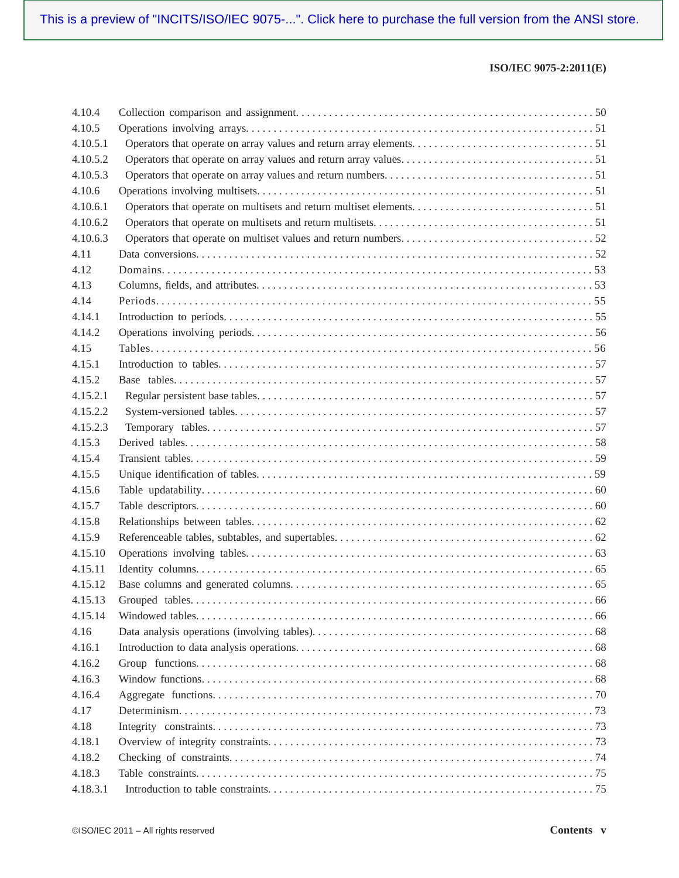| | | |
|---|---|---|
| 4.10.4 | Collection comparison and assignment | 50 |
| 4.10.5 | Operations involving arrays | 51 |
| 4.10.5.1 | Operators that operate on array values and return array elements | 51 |
| 4.10.5.2 | Operators that operate on array values and return array values | 51 |
| 4.10.5.3 | Operators that operate on array values and return numbers | 51 |
| 4.10.6 | Operations involving multisets | 51 |
| 4.10.6.1 | Operators that operate on multisets and return multiset elements | 51 |
| 4.10.6.2 | Operators that operate on multisets and return multisets | 51 |
| 4.10.6.3 | Operators that operate on multiset values and return numbers | 52 |
| 4.11 | Data conversions | 52 |
| 4.12 | Domains | 53 |
| 4.13 | Columns, fields, and attributes | 53 |
| 4.14 | Periods | 55 |
| 4.14.1 | Introduction to periods | 55 |
| 4.14.2 | Operations involving periods | 56 |
| 4.15 | Tables | 56 |
| 4.15.1 | Introduction to tables | 57 |
| 4.15.2 | Base tables | 57 |
| 4.15.2.1 | Regular persistent base tables | 57 |
| 4.15.2.2 | System-versioned tables | 57 |
| 4.15.2.3 | Temporary tables | 57 |
| 4.15.3 | Derived tables | 58 |
| 4.15.4 | Transient tables | 59 |
| 4.15.5 | Unique identification of tables | 59 |
| 4.15.6 | Table updatability | 60 |
| 4.15.7 | Table descriptors | 60 |
| 4.15.8 | Relationships between tables | 62 |
| 4.15.9 | Referenceable tables, subtables, and supertables | 62 |
| 4.15.10 | Operations involving tables | 63 |
| 4.15.11 | Identity columns | 65 |
| 4.15.12 | Base columns and generated columns | 65 |
| 4.15.13 | Grouped tables | 66 |
| 4.15.14 | Windowed tables | 66 |
| 4.16 | Data analysis operations (involving tables) | 68 |
| 4.16.1 | Introduction to data analysis operations | 68 |
| 4.16.2 | Group functions | 68 |
| 4.16.3 | Window functions | 68 |
| 4.16.4 | Aggregate functions | 70 |
| 4.17 | Determinism | 73 |
| 4.18 | Integrity constraints | 73 |
| 4.18.1 | Overview of integrity constraints | 73 |
| 4.18.2 | Checking of constraints | 74 |
| 4.18.3 | Table constraints | 75 |
| 4.18.3.1 | Introduction to table constraints | 75 |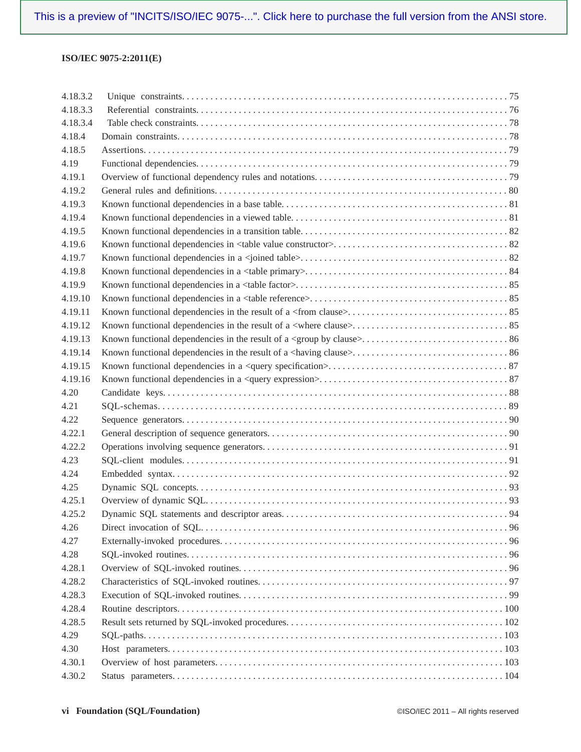| | | |
|---|---|---|
| 4.18.3.2 | Unique constraints | 75 |
| 4.18.3.3 | Referential constraints | 76 |
| 4.18.3.4 | Table check constraints | 78 |
| 4.18.4 | Domain constraints | 78 |
| 4.18.5 | Assertions | 79 |
| 4.19 | Functional dependencies | 79 |
| 4.19.1 | Overview of functional dependency rules and notations | 79 |
| 4.19.2 | General rules and definitions | 80 |
| 4.19.3 | Known functional dependencies in a base table | 81 |
| 4.19.4 | Known functional dependencies in a viewed table | 81 |
| 4.19.5 | Known functional dependencies in a transition table | 82 |
| 4.19.6 | Known functional dependencies in <table value constructor> | 82 |
| 4.19.7 | Known functional dependencies in a <joined table> | 82 |
| 4.19.8 | Known functional dependencies in a <table primary> | 84 |
| 4.19.9 | Known functional dependencies in a <table factor> | 85 |
| 4.19.10 | Known functional dependencies in a <table reference> | 85 |
| 4.19.11 | Known functional dependencies in the result of a <from clause> | 85 |
| 4.19.12 | Known functional dependencies in the result of a <where clause> | 85 |
| 4.19.13 | Known functional dependencies in the result of a <group by clause> | 86 |
| 4.19.14 | Known functional dependencies in the result of a <having clause> | 86 |
| 4.19.15 | Known functional dependencies in a <query specification> | 87 |
| 4.19.16 | Known functional dependencies in a <query expression> | 87 |
| 4.20 | Candidate keys | 88 |
| 4.21 | SQL-schemas | 89 |
| 4.22 | Sequence generators | 90 |
| 4.22.1 | General description of sequence generators | 90 |
| 4.22.2 | Operations involving sequence generators | 91 |
| 4.23 | SQL-client modules | 91 |
| 4.24 | Embedded syntax | 92 |
| 4.25 | Dynamic SQL concepts | 93 |
| 4.25.1 | Overview of dynamic SQL | 93 |
| 4.25.2 | Dynamic SQL statements and descriptor areas | 94 |
| 4.26 | Direct invocation of SQL | 96 |
| 4.27 | Externally-invoked procedures | 96 |
| 4.28 | SQL-invoked routines | 96 |
| 4.28.1 | Overview of SQL-invoked routines | 96 |
| 4.28.2 | Characteristics of SQL-invoked routines | 97 |
| 4.28.3 | Execution of SQL-invoked routines | 99 |
| 4.28.4 | Routine descriptors | 100 |
| 4.28.5 | Result sets returned by SQL-invoked procedures | 102 |
| 4.29 | SQL-paths | 103 |
| 4.30 | Host parameters | 103 |
| 4.30.1 | Overview of host parameters | 103 |
| 4.30.2 | Status parameters | 104 |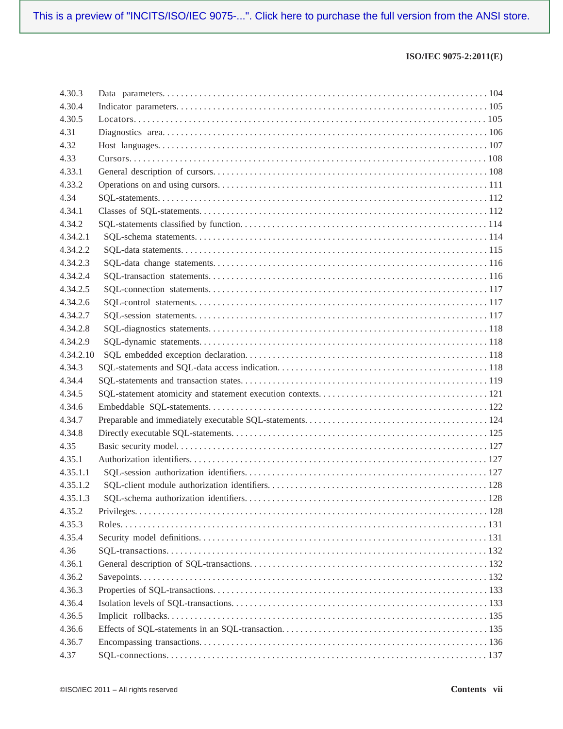| | | |
|---|---|---|
| 4.30.3 | Data parameters | 104 |
| 4.30.4 | Indicator parameters | 105 |
| 4.30.5 | Locators | 105 |
| 4.31 | Diagnostics area | 106 |
| 4.32 | Host languages | 107 |
| 4.33 | Cursors | 108 |
| 4.33.1 | General description of cursors | 108 |
| 4.33.2 | Operations on and using cursors | 111 |
| 4.34 | SQL-statements | 112 |
| 4.34.1 | Classes of SQL-statements | 112 |
| 4.34.2 | SQL-statements classified by function | 114 |
| 4.34.2.1 | SQL-schema statements | 114 |
| 4.34.2.2 | SQL-data statements | 115 |
| 4.34.2.3 | SQL-data change statements | 116 |
| 4.34.2.4 | SQL-transaction statements | 116 |
| 4.34.2.5 | SQL-connection statements | 117 |
| 4.34.2.6 | SQL-control statements | 117 |
| 4.34.2.7 | SQL-session statements | 117 |
| 4.34.2.8 | SQL-diagnostics statements | 118 |
| 4.34.2.9 | SQL-dynamic statements | 118 |
| 4.34.2.10 | SQL embedded exception declaration | 118 |
| 4.34.3 | SQL-statements and SQL-data access indication | 118 |
| 4.34.4 | SQL-statements and transaction states | 119 |
| 4.34.5 | SQL-statement atomicity and statement execution contexts | 121 |
| 4.34.6 | Embeddable SQL-statements | 122 |
| 4.34.7 | Preparable and immediately executable SQL-statements | 124 |
| 4.34.8 | Directly executable SQL-statements | 125 |
| 4.35 | Basic security model | 127 |
| 4.35.1 | Authorization identifiers | 127 |
| 4.35.1.1 | SQL-session authorization identifiers | 127 |
| 4.35.1.2 | SQL-client module authorization identifiers | 128 |
| 4.35.1.3 | SQL-schema authorization identifiers | 128 |
| 4.35.2 | Privileges | 128 |
| 4.35.3 | Roles | 131 |
| 4.35.4 | Security model definitions | 131 |
| 4.36 | SQL-transactions | 132 |
| 4.36.1 | General description of SQL-transactions | 132 |
| 4.36.2 | Savepoints | 132 |
| 4.36.3 | Properties of SQL-transactions | 133 |
| 4.36.4 | Isolation levels of SQL-transactions | 133 |
| 4.36.5 | Implicit rollbacks | 135 |
| 4.36.6 | Effects of SQL-statements in an SQL-transaction | 135 |
| 4.36.7 | Encompassing transactions | 136 |
| 4.37 | SQL-connections | 137 |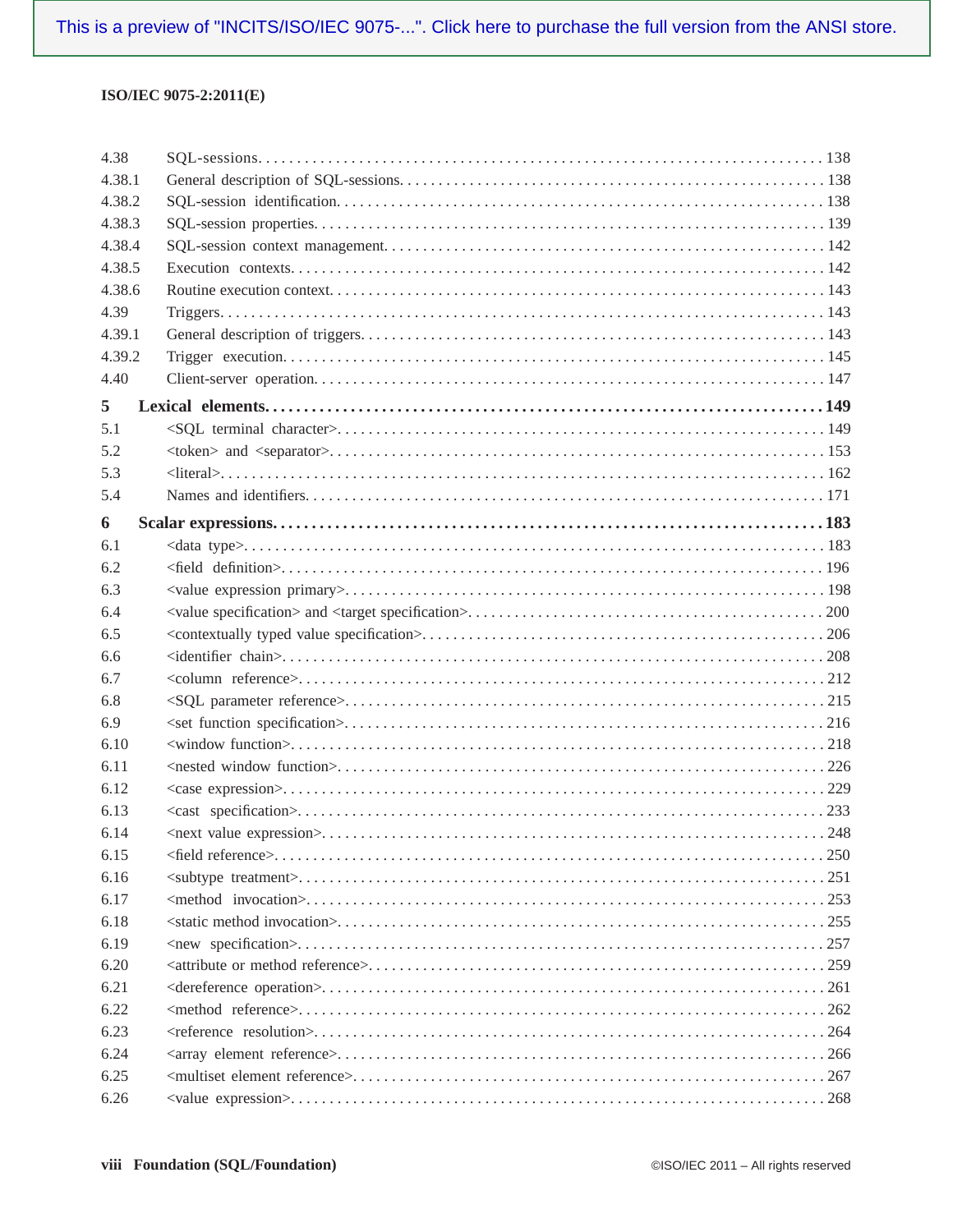| | | |
|---|---|---|
| 4.38 | SQL-sessions | 138 |
| 4.38.1 | General description of SQL-sessions | 138 |
| 4.38.2 | SQL-session identification | 138 |
| 4.38.3 | SQL-session properties | 139 |
| 4.38.4 | SQL-session context management | 142 |
| 4.38.5 | Execution contexts | 142 |
| 4.38.6 | Routine execution context | 143 |
| 4.39 | Triggers | 143 |
| 4.39.1 | General description of triggers | 143 |
| 4.39.2 | Trigger execution | 145 |
| 4.40 | Client-server operation | 147 |
| **5** | **Lexical elements** | **149** |
| 5.1 | <SQL terminal character> | 149 |
| 5.2 | <token> and <separator> | 153 |
| 5.3 | <literal> | 162 |
| 5.4 | Names and identifiers | 171 |
| **6** | **Scalar expressions** | **183** |
| 6.1 | <data type> | 183 |
| 6.2 | <field definition> | 196 |
| 6.3 | <value expression primary> | 198 |
| 6.4 | <value specification> and <target specification> | 200 |
| 6.5 | <contextually typed value specification> | 206 |
| 6.6 | <identifier chain> | 208 |
| 6.7 | <column reference> | 212 |
| 6.8 | <SQL parameter reference> | 215 |
| 6.9 | <set function specification> | 216 |
| 6.10 | <window function> | 218 |
| 6.11 | <nested window function> | 226 |
| 6.12 | <case expression> | 229 |
| 6.13 | <cast specification> | 233 |
| 6.14 | <next value expression> | 248 |
| 6.15 | <field reference> | 250 |
| 6.16 | <subtype treatment> | 251 |
| 6.17 | <method invocation> | 253 |
| 6.18 | <static method invocation> | 255 |
| 6.19 | <new specification> | 257 |
| 6.20 | <attribute or method reference> | 259 |
| 6.21 | <dereference operation> | 261 |
| 6.22 | <method reference> | 262 |
| 6.23 | <reference resolution> | 264 |
| 6.24 | <array element reference> | 266 |
| 6.25 | <multiset element reference> | 267 |
| 6.26 | <value expression> | 268 |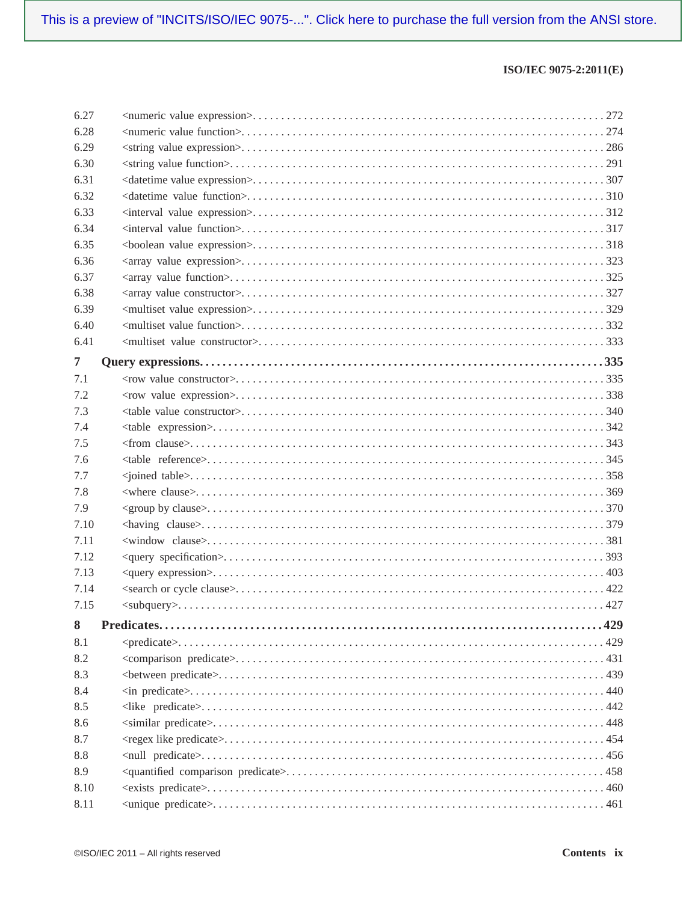| | | |
|---|---|---|
| 6.27 | <numeric value expression> | 272 |
| 6.28 | <numeric value function> | 274 |
| 6.29 | <string value expression> | 286 |
| 6.30 | <string value function> | 291 |
| 6.31 | <datetime value expression> | 307 |
| 6.32 | <datetime value function> | 310 |
| 6.33 | <interval value expression> | 312 |
| 6.34 | <interval value function> | 317 |
| 6.35 | <boolean value expression> | 318 |
| 6.36 | <array value expression> | 323 |
| 6.37 | <array value function> | 325 |
| 6.38 | <array value constructor> | 327 |
| 6.39 | <multiset value expression> | 329 |
| 6.40 | <multiset value function> | 332 |
| 6.41 | <multiset value constructor> | 333 |
| **7** | **Query expressions** | **335** |
| 7.1 | <row value constructor> | 335 |
| 7.2 | <row value expression> | 338 |
| 7.3 | <table value constructor> | 340 |
| 7.4 | <table expression> | 342 |
| 7.5 | <from clause> | 343 |
| 7.6 | <table reference> | 345 |
| 7.7 | <joined table> | 358 |
| 7.8 | <where clause> | 369 |
| 7.9 | <group by clause> | 370 |
| 7.10 | <having clause> | 379 |
| 7.11 | <window clause> | 381 |
| 7.12 | <query specification> | 393 |
| 7.13 | <query expression> | 403 |
| 7.14 | <search or cycle clause> | 422 |
| 7.15 | <subquery> | 427 |
| **8** | **Predicates** | **429** |
| 8.1 | <predicate> | 429 |
| 8.2 | <comparison predicate> | 431 |
| 8.3 | <between predicate> | 439 |
| 8.4 | <in predicate> | 440 |
| 8.5 | <like predicate> | 442 |
| 8.6 | <similar predicate> | 448 |
| 8.7 | <regex like predicate> | 454 |
| 8.8 | <null predicate> | 456 |
| 8.9 | <quantified comparison predicate> | 458 |
| 8.10 | <exists predicate> | 460 |
| 8.11 | <unique predicate> | 461 |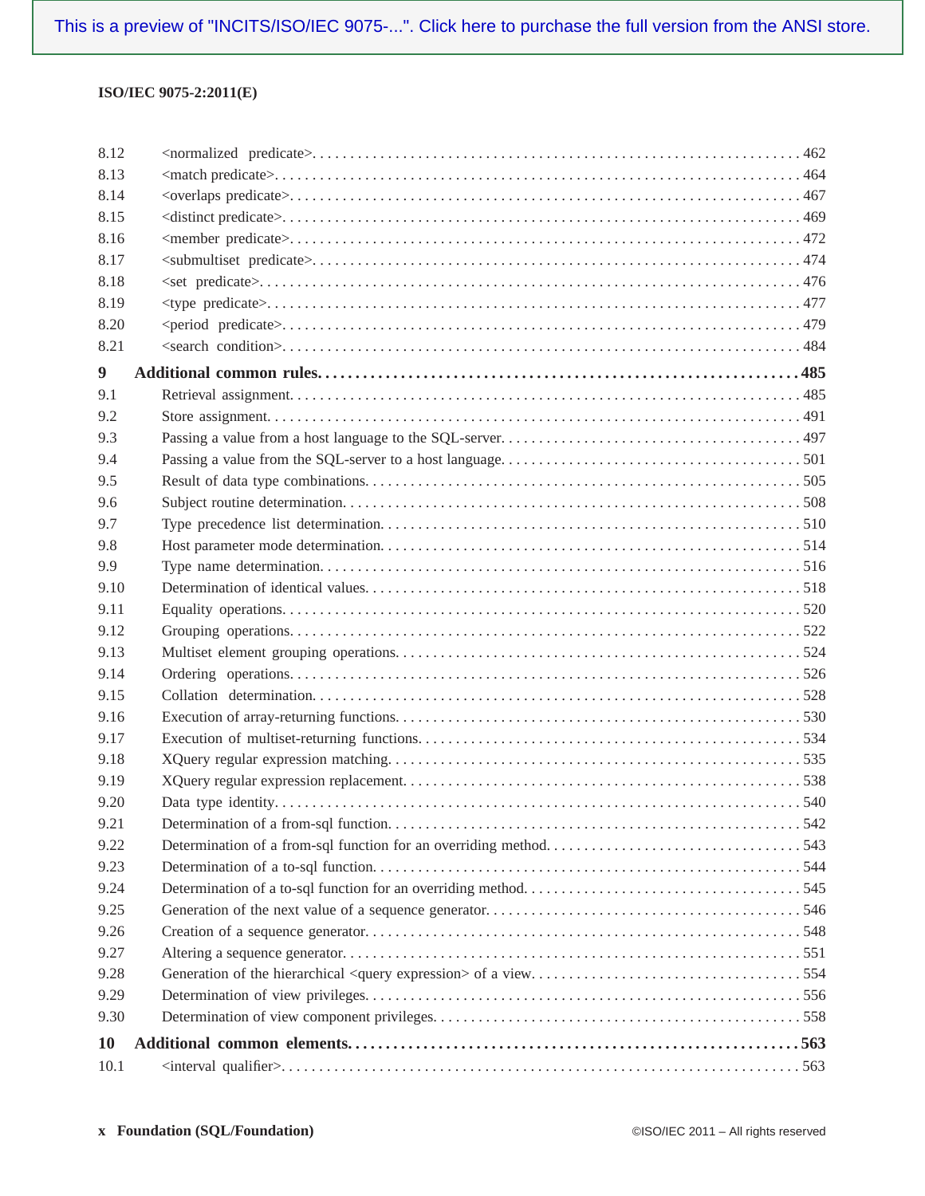This is a preview of "INCITS/ISO/IEC 9075-...". Click here to purchase the full version from the ANSI store.

| | | |
|---|---|---|
| 8.12 | <normalized predicate> | 462 |
| 8.13 | <match predicate> | 464 |
| 8.14 | <overlaps predicate> | 467 |
| 8.15 | <distinct predicate> | 469 |
| 8.16 | <member predicate> | 472 |
| 8.17 | <submultiset predicate> | 474 |
| 8.18 | <set predicate> | 476 |
| 8.19 | <type predicate> | 477 |
| 8.20 | <period predicate> | 479 |
| 8.21 | <search condition> | 484 |
| **9** | **Additional common rules** | **485** |
| 9.1 | Retrieval assignment | 485 |
| 9.2 | Store assignment | 491 |
| 9.3 | Passing a value from a host language to the SQL-server | 497 |
| 9.4 | Passing a value from the SQL-server to a host language | 501 |
| 9.5 | Result of data type combinations | 505 |
| 9.6 | Subject routine determination | 508 |
| 9.7 | Type precedence list determination | 510 |
| 9.8 | Host parameter mode determination | 514 |
| 9.9 | Type name determination | 516 |
| 9.10 | Determination of identical values | 518 |
| 9.11 | Equality operations | 520 |
| 9.12 | Grouping operations | 522 |
| 9.13 | Multiset element grouping operations | 524 |
| 9.14 | Ordering operations | 526 |
| 9.15 | Collation determination | 528 |
| 9.16 | Execution of array-returning functions | 530 |
| 9.17 | Execution of multiset-returning functions | 534 |
| 9.18 | XQuery regular expression matching | 535 |
| 9.19 | XQuery regular expression replacement | 538 |
| 9.20 | Data type identity | 540 |
| 9.21 | Determination of a from-sql function | 542 |
| 9.22 | Determination of a from-sql function for an overriding method | 543 |
| 9.23 | Determination of a to-sql function | 544 |
| 9.24 | Determination of a to-sql function for an overriding method | 545 |
| 9.25 | Generation of the next value of a sequence generator | 546 |
| 9.26 | Creation of a sequence generator | 548 |
| 9.27 | Altering a sequence generator | 551 |
| 9.28 | Generation of the hierarchical <query expression> of a view | 554 |
| 9.29 | Determination of view privileges | 556 |
| 9.30 | Determination of view component privileges | 558 |
| **10** | **Additional common elements** | **563** |
| 10.1 | <interval qualifier> | 563 |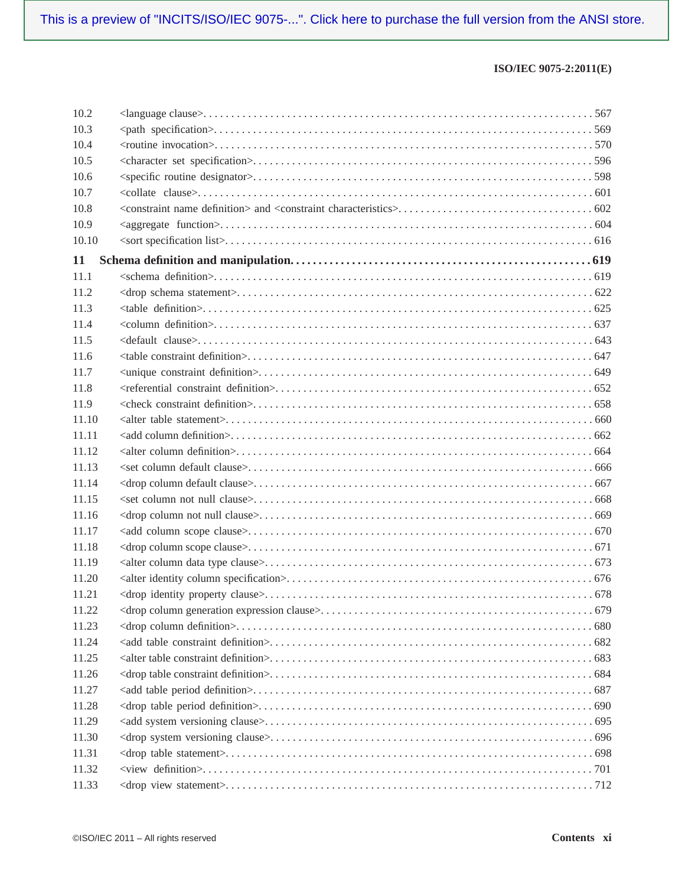| | | |
|---|---|---|
| 10.2 | <language clause> | 567 |
| 10.3 | <path specification> | 569 |
| 10.4 | <routine invocation> | 570 |
| 10.5 | <character set specification> | 596 |
| 10.6 | <specific routine designator> | 598 |
| 10.7 | <collate clause> | 601 |
| 10.8 | <constraint name definition> and <constraint characteristics> | 602 |
| 10.9 | <aggregate function> | 604 |
| 10.10 | <sort specification list> | 616 |
| **11** | **Schema definition and manipulation.** | **619** |
| 11.1 | <schema definition> | 619 |
| 11.2 | <drop schema statement> | 622 |
| 11.3 | <table definition> | 625 |
| 11.4 | <column definition> | 637 |
| 11.5 | <default clause> | 643 |
| 11.6 | <table constraint definition> | 647 |
| 11.7 | <unique constraint definition> | 649 |
| 11.8 | <referential constraint definition> | 652 |
| 11.9 | <check constraint definition> | 658 |
| 11.10 | <alter table statement> | 660 |
| 11.11 | <add column definition> | 662 |
| 11.12 | <alter column definition> | 664 |
| 11.13 | <set column default clause> | 666 |
| 11.14 | <drop column default clause> | 667 |
| 11.15 | <set column not null clause> | 668 |
| 11.16 | <drop column not null clause> | 669 |
| 11.17 | <add column scope clause> | 670 |
| 11.18 | <drop column scope clause> | 671 |
| 11.19 | <alter column data type clause> | 673 |
| 11.20 | <alter identity column specification> | 676 |
| 11.21 | <drop identity property clause> | 678 |
| 11.22 | <drop column generation expression clause> | 679 |
| 11.23 | <drop column definition> | 680 |
| 11.24 | <add table constraint definition> | 682 |
| 11.25 | <alter table constraint definition> | 683 |
| 11.26 | <drop table constraint definition> | 684 |
| 11.27 | <add table period definition> | 687 |
| 11.28 | <drop table period definition> | 690 |
| 11.29 | <add system versioning clause> | 695 |
| 11.30 | <drop system versioning clause> | 696 |
| 11.31 | <drop table statement> | 698 |
| 11.32 | <view definition> | 701 |
| 11.33 | <drop view statement> | 712 |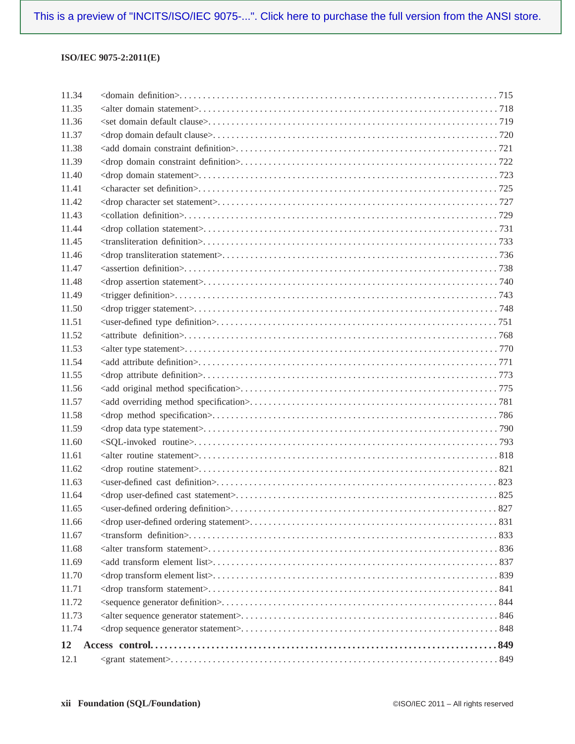11.34 <domain definition> . . . 715
11.35 <alter domain statement> . . . 718
11.36 <set domain default clause> . . . 719
11.37 <drop domain default clause> . . . 720
11.38 <add domain constraint definition> . . . 721
11.39 <drop domain constraint definition> . . . 722
11.40 <drop domain statement> . . . 723
11.41 <character set definition> . . . 725
11.42 <drop character set statement> . . . 727
11.43 <collation definition> . . . 729
11.44 <drop collation statement> . . . 731
11.45 <transliteration definition> . . . 733
11.46 <drop transliteration statement> . . . 736
11.47 <assertion definition> . . . 738
11.48 <drop assertion statement> . . . 740
11.49 <trigger definition> . . . 743
11.50 <drop trigger statement> . . . 748
11.51 <user-defined type definition> . . . 751
11.52 <attribute definition> . . . 768
11.53 <alter type statement> . . . 770
11.54 <add attribute definition> . . . 771
11.55 <drop attribute definition> . . . 773
11.56 <add original method specification> . . . 775
11.57 <add overriding method specification> . . . 781
11.58 <drop method specification> . . . 786
11.59 <drop data type statement> . . . 790
11.60 <SQL-invoked routine> . . . 793
11.61 <alter routine statement> . . . 818
11.62 <drop routine statement> . . . 821
11.63 <user-defined cast definition> . . . 823
11.64 <drop user-defined cast statement> . . . 825
11.65 <user-defined ordering definition> . . . 827
11.66 <drop user-defined ordering statement> . . . 831
11.67 <transform definition> . . . 833
11.68 <alter transform statement> . . . 836
11.69 <add transform element list> . . . 837
11.70 <drop transform element list> . . . 839
11.71 <drop transform statement> . . . 841
11.72 <sequence generator definition> . . . 844
11.73 <alter sequence generator statement> . . . 846
11.74 <drop sequence generator statement> . . . 848

**12 Access control . . . 849**

12.1 <grant statement> . . . 849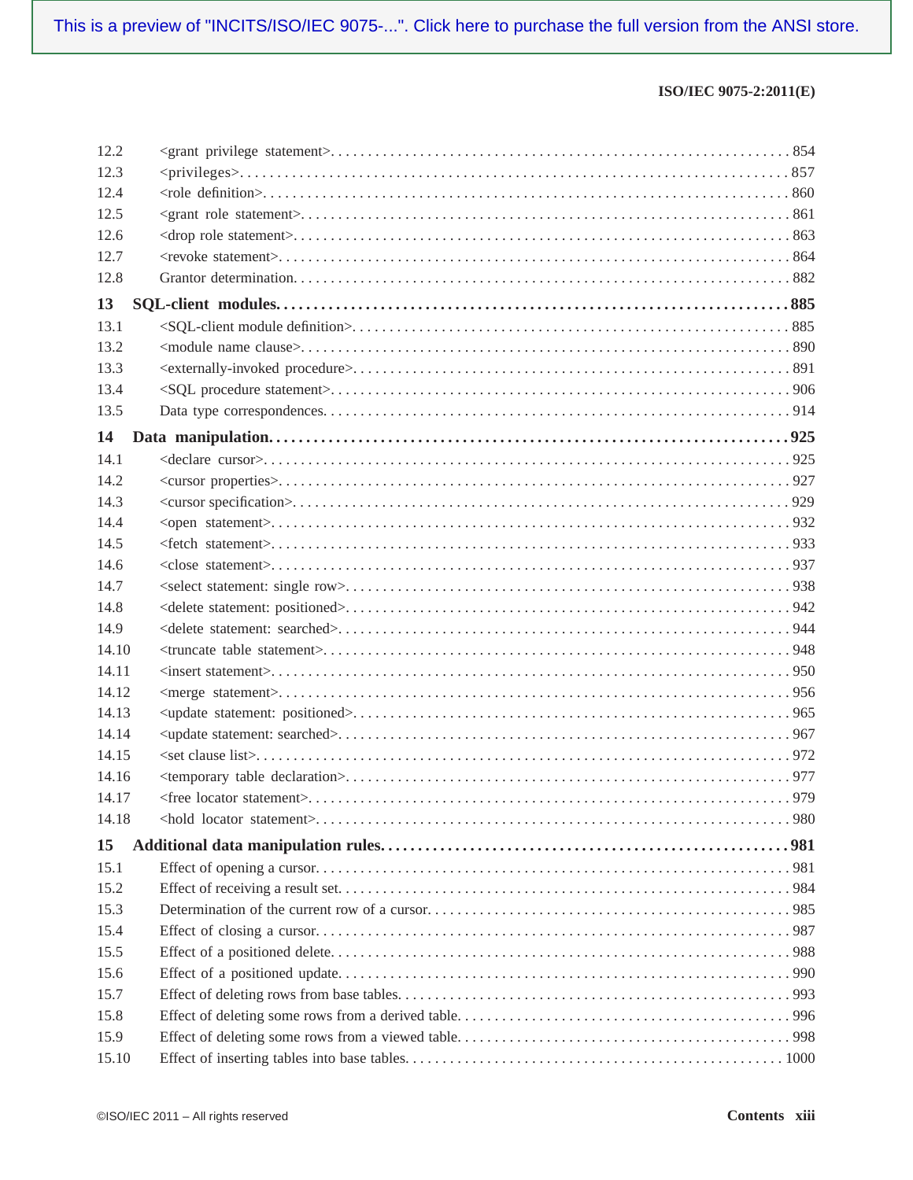12.2 <grant privilege statement> ... 854
12.3 <privileges> ... 857
12.4 <role definition> ... 860
12.5 <grant role statement> ... 861
12.6 <drop role statement> ... 863
12.7 <revoke statement> ... 864
12.8 Grantor determination ... 882

**13 SQL-client modules ... 885**

13.1 <SQL-client module definition> ... 885
13.2 <module name clause> ... 890
13.3 <externally-invoked procedure> ... 891
13.4 <SQL procedure statement> ... 906
13.5 Data type correspondences ... 914

**14 Data manipulation ... 925**

14.1 <declare cursor> ... 925
14.2 <cursor properties> ... 927
14.3 <cursor specification> ... 929
14.4 <open statement> ... 932
14.5 <fetch statement> ... 933
14.6 <close statement> ... 937
14.7 <select statement: single row> ... 938
14.8 <delete statement: positioned> ... 942
14.9 <delete statement: searched> ... 944
14.10 <truncate table statement> ... 948
14.11 <insert statement> ... 950
14.12 <merge statement> ... 956
14.13 <update statement: positioned> ... 965
14.14 <update statement: searched> ... 967
14.15 <set clause list> ... 972
14.16 <temporary table declaration> ... 977
14.17 <free locator statement> ... 979
14.18 <hold locator statement> ... 980

**15 Additional data manipulation rules ... 981**

15.1 Effect of opening a cursor ... 981
15.2 Effect of receiving a result set ... 984
15.3 Determination of the current row of a cursor ... 985
15.4 Effect of closing a cursor ... 987
15.5 Effect of a positioned delete ... 988
15.6 Effect of a positioned update ... 990
15.7 Effect of deleting rows from base tables ... 993
15.8 Effect of deleting some rows from a derived table ... 996
15.9 Effect of deleting some rows from a viewed table ... 998
15.10 Effect of inserting tables into base tables ... 1000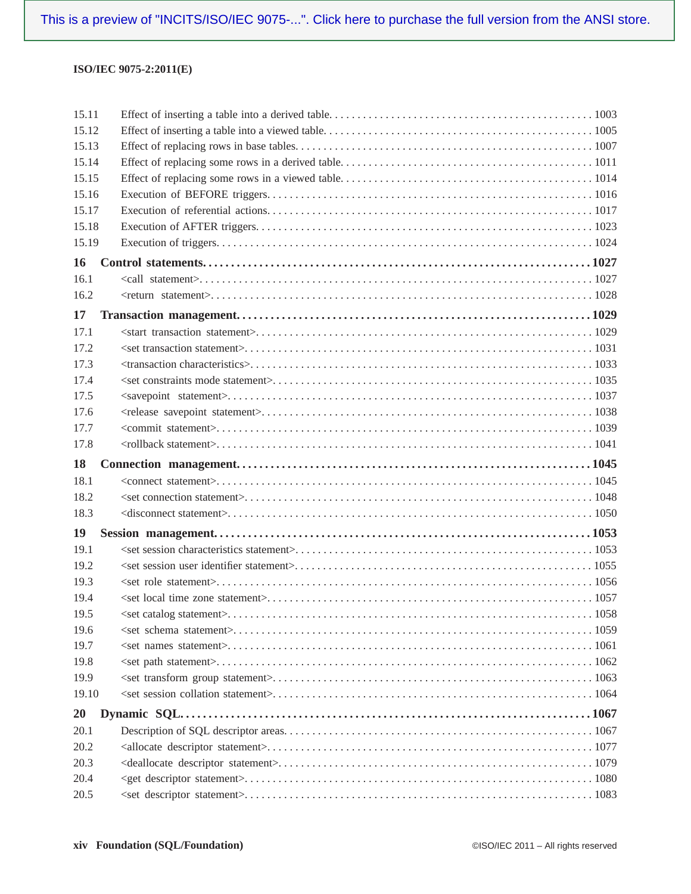| | | |
|---|---|---|
| 15.11 | Effect of inserting a table into a derived table | 1003 |
| 15.12 | Effect of inserting a table into a viewed table | 1005 |
| 15.13 | Effect of replacing rows in base tables | 1007 |
| 15.14 | Effect of replacing some rows in a derived table | 1011 |
| 15.15 | Effect of replacing some rows in a viewed table | 1014 |
| 15.16 | Execution of BEFORE triggers | 1016 |
| 15.17 | Execution of referential actions | 1017 |
| 15.18 | Execution of AFTER triggers | 1023 |
| 15.19 | Execution of triggers | 1024 |
| **16** | **Control statements** | **1027** |
| 16.1 | <call statement> | 1027 |
| 16.2 | <return statement> | 1028 |
| **17** | **Transaction management** | **1029** |
| 17.1 | <start transaction statement> | 1029 |
| 17.2 | <set transaction statement> | 1031 |
| 17.3 | <transaction characteristics> | 1033 |
| 17.4 | <set constraints mode statement> | 1035 |
| 17.5 | <savepoint statement> | 1037 |
| 17.6 | <release savepoint statement> | 1038 |
| 17.7 | <commit statement> | 1039 |
| 17.8 | <rollback statement> | 1041 |
| **18** | **Connection management** | **1045** |
| 18.1 | <connect statement> | 1045 |
| 18.2 | <set connection statement> | 1048 |
| 18.3 | <disconnect statement> | 1050 |
| **19** | **Session management** | **1053** |
| 19.1 | <set session characteristics statement> | 1053 |
| 19.2 | <set session user identifier statement> | 1055 |
| 19.3 | <set role statement> | 1056 |
| 19.4 | <set local time zone statement> | 1057 |
| 19.5 | <set catalog statement> | 1058 |
| 19.6 | <set schema statement> | 1059 |
| 19.7 | <set names statement> | 1061 |
| 19.8 | <set path statement> | 1062 |
| 19.9 | <set transform group statement> | 1063 |
| 19.10 | <set session collation statement> | 1064 |
| **20** | **Dynamic SQL** | **1067** |
| 20.1 | Description of SQL descriptor areas | 1067 |
| 20.2 | <allocate descriptor statement> | 1077 |
| 20.3 | <deallocate descriptor statement> | 1079 |
| 20.4 | <get descriptor statement> | 1080 |
| 20.5 | <set descriptor statement> | 1083 |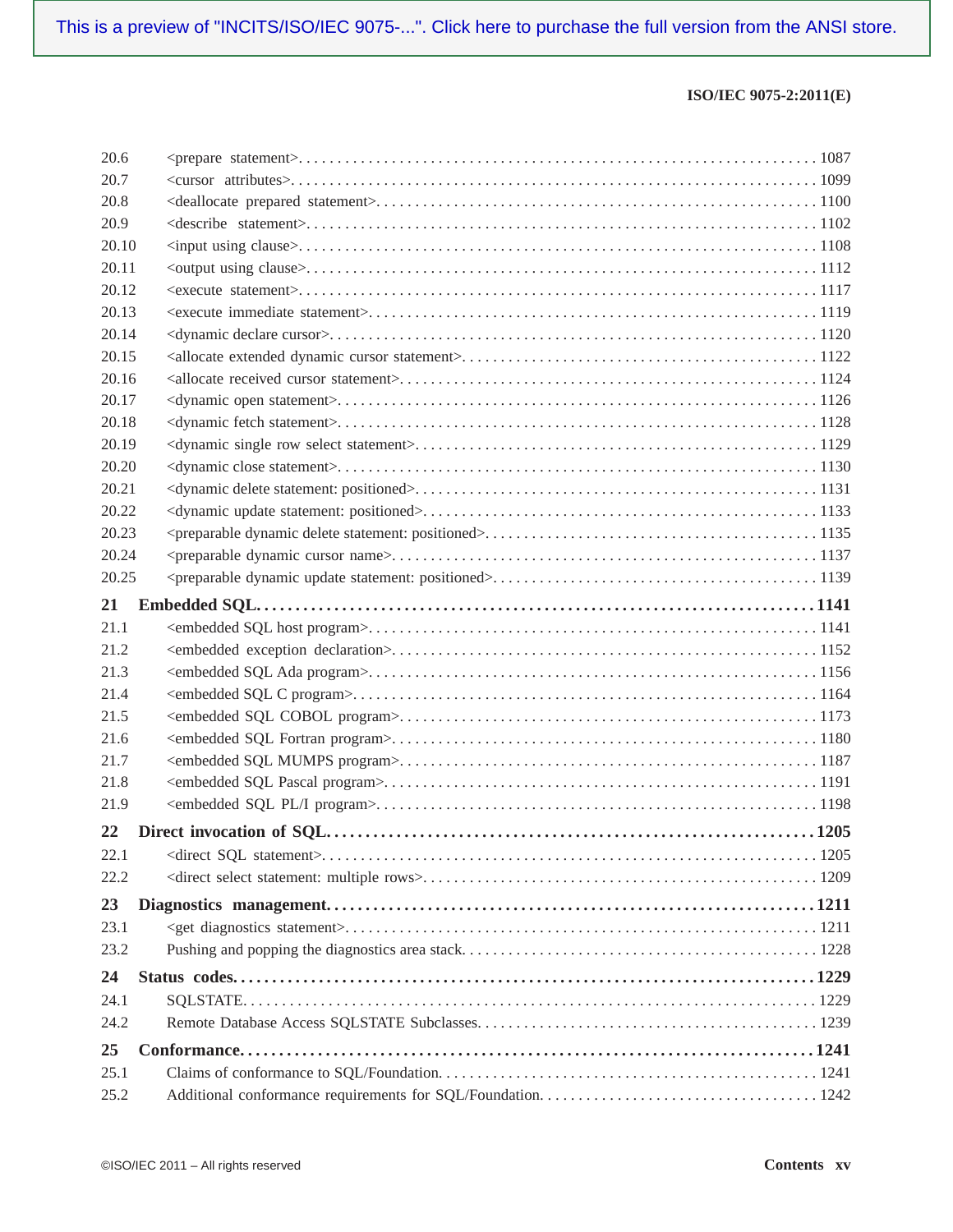| | | |
|---|---|---|
| 20.6 | <prepare statement> | 1087 |
| 20.7 | <cursor attributes> | 1099 |
| 20.8 | <deallocate prepared statement> | 1100 |
| 20.9 | <describe statement> | 1102 |
| 20.10 | <input using clause> | 1108 |
| 20.11 | <output using clause> | 1112 |
| 20.12 | <execute statement> | 1117 |
| 20.13 | <execute immediate statement> | 1119 |
| 20.14 | <dynamic declare cursor> | 1120 |
| 20.15 | <allocate extended dynamic cursor statement> | 1122 |
| 20.16 | <allocate received cursor statement> | 1124 |
| 20.17 | <dynamic open statement> | 1126 |
| 20.18 | <dynamic fetch statement> | 1128 |
| 20.19 | <dynamic single row select statement> | 1129 |
| 20.20 | <dynamic close statement> | 1130 |
| 20.21 | <dynamic delete statement: positioned> | 1131 |
| 20.22 | <dynamic update statement: positioned> | 1133 |
| 20.23 | <preparable dynamic delete statement: positioned> | 1135 |
| 20.24 | <preparable dynamic cursor name> | 1137 |
| 20.25 | <preparable dynamic update statement: positioned> | 1139 |
| **21** | **Embedded SQL** | **1141** |
| 21.1 | <embedded SQL host program> | 1141 |
| 21.2 | <embedded exception declaration> | 1152 |
| 21.3 | <embedded SQL Ada program> | 1156 |
| 21.4 | <embedded SQL C program> | 1164 |
| 21.5 | <embedded SQL COBOL program> | 1173 |
| 21.6 | <embedded SQL Fortran program> | 1180 |
| 21.7 | <embedded SQL MUMPS program> | 1187 |
| 21.8 | <embedded SQL Pascal program> | 1191 |
| 21.9 | <embedded SQL PL/I program> | 1198 |
| **22** | **Direct invocation of SQL** | **1205** |
| 22.1 | <direct SQL statement> | 1205 |
| 22.2 | <direct select statement: multiple rows> | 1209 |
| **23** | **Diagnostics management** | **1211** |
| 23.1 | <get diagnostics statement> | 1211 |
| 23.2 | Pushing and popping the diagnostics area stack | 1228 |
| **24** | **Status codes** | **1229** |
| 24.1 | SQLSTATE | 1229 |
| 24.2 | Remote Database Access SQLSTATE Subclasses | 1239 |
| **25** | **Conformance** | **1241** |
| 25.1 | Claims of conformance to SQL/Foundation | 1241 |
| 25.2 | Additional conformance requirements for SQL/Foundation | 1242 |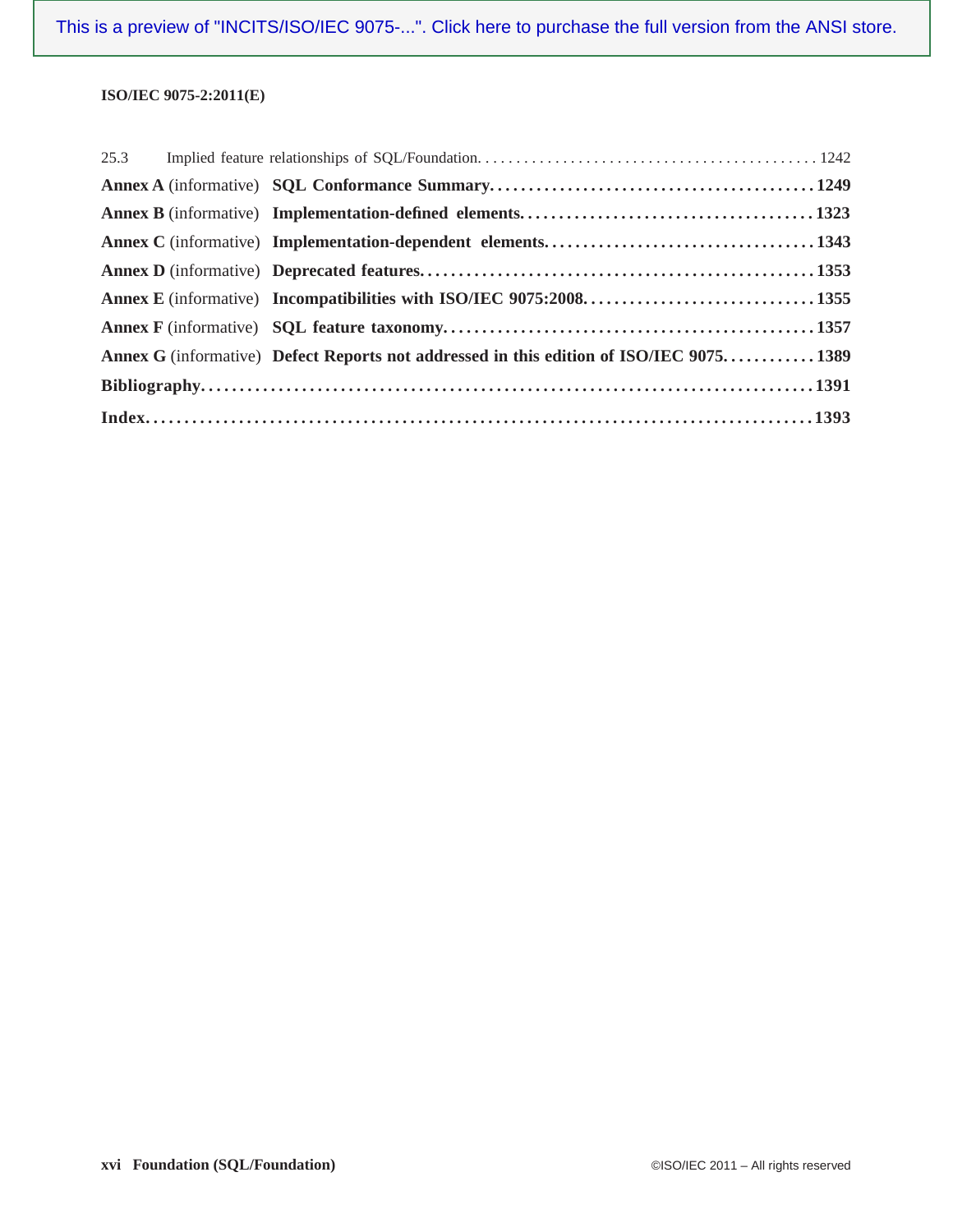25.3 Implied feature relationships of SQL/Foundation. . . . . . . . . . . . . . . . . . . . . . . . . . . . . . . . . . . . . . . . . . . . 1242

**Annex A** (informative) **SQL Conformance Summary. . . . . . . . . . . . . . . . . . . . . . . . . . . . . . . . . . . . . . . . . . 1249**

**Annex B** (informative) **Implementation-defined elements. . . . . . . . . . . . . . . . . . . . . . . . . . . . . . . . . . . . . 1323**

**Annex C** (informative) **Implementation-dependent elements. . . . . . . . . . . . . . . . . . . . . . . . . . . . . . . . . . . 1343**

**Annex D** (informative) **Deprecated features. . . . . . . . . . . . . . . . . . . . . . . . . . . . . . . . . . . . . . . . . . . . . . . . . . 1353**

**Annex E** (informative) **Incompatibilities with ISO/IEC 9075:2008. . . . . . . . . . . . . . . . . . . . . . . . . . . . . 1355**

**Annex F** (informative) **SQL feature taxonomy. . . . . . . . . . . . . . . . . . . . . . . . . . . . . . . . . . . . . . . . . . . . . . . 1357**

**Annex G** (informative) **Defect Reports not addressed in this edition of ISO/IEC 9075. . . . . . . . . . . . 1389**

**Bibliography. . . . . . . . . . . . . . . . . . . . . . . . . . . . . . . . . . . . . . . . . . . . . . . . . . . . . . . . . . . . . . . . . . . . . . . . . . . . 1391**

**Index. . . . . . . . . . . . . . . . . . . . . . . . . . . . . . . . . . . . . . . . . . . . . . . . . . . . . . . . . . . . . . . . . . . . . . . . . . . . . . . . . . 1393**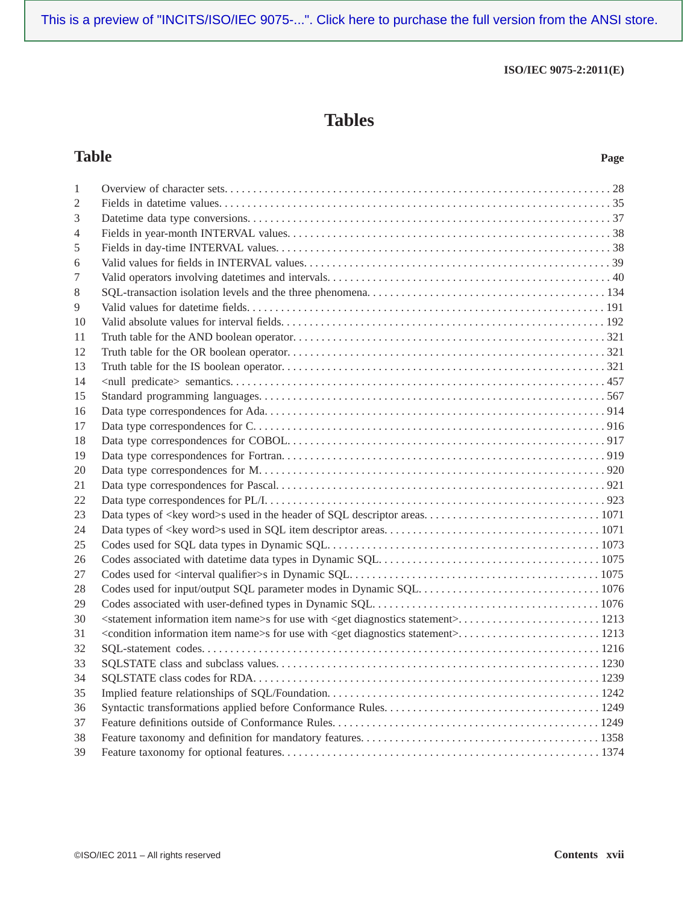# Tables

| Table | | Page |
|---|---|---|
| 1 | Overview of character sets | 28 |
| 2 | Fields in datetime values | 35 |
| 3 | Datetime data type conversions | 37 |
| 4 | Fields in year-month INTERVAL values | 38 |
| 5 | Fields in day-time INTERVAL values | 38 |
| 6 | Valid values for fields in INTERVAL values | 39 |
| 7 | Valid operators involving datetimes and intervals | 40 |
| 8 | SQL-transaction isolation levels and the three phenomena | 134 |
| 9 | Valid values for datetime fields | 191 |
| 10 | Valid absolute values for interval fields | 192 |
| 11 | Truth table for the AND boolean operator | 321 |
| 12 | Truth table for the OR boolean operator | 321 |
| 13 | Truth table for the IS boolean operator | 321 |
| 14 | <null predicate> semantics | 457 |
| 15 | Standard programming languages | 567 |
| 16 | Data type correspondences for Ada | 914 |
| 17 | Data type correspondences for C | 916 |
| 18 | Data type correspondences for COBOL | 917 |
| 19 | Data type correspondences for Fortran | 919 |
| 20 | Data type correspondences for M | 920 |
| 21 | Data type correspondences for Pascal | 921 |
| 22 | Data type correspondences for PL/I | 923 |
| 23 | Data types of <key word>s used in the header of SQL descriptor areas | 1071 |
| 24 | Data types of <key word>s used in SQL item descriptor areas | 1071 |
| 25 | Codes used for SQL data types in Dynamic SQL | 1073 |
| 26 | Codes associated with datetime data types in Dynamic SQL | 1075 |
| 27 | Codes used for <interval qualifier>s in Dynamic SQL | 1075 |
| 28 | Codes used for input/output SQL parameter modes in Dynamic SQL | 1076 |
| 29 | Codes associated with user-defined types in Dynamic SQL | 1076 |
| 30 | <statement information item name>s for use with <get diagnostics statement> | 1213 |
| 31 | <condition information item name>s for use with <get diagnostics statement> | 1213 |
| 32 | SQL-statement codes | 1216 |
| 33 | SQLSTATE class and subclass values | 1230 |
| 34 | SQLSTATE class codes for RDA | 1239 |
| 35 | Implied feature relationships of SQL/Foundation | 1242 |
| 36 | Syntactic transformations applied before Conformance Rules | 1249 |
| 37 | Feature definitions outside of Conformance Rules | 1249 |
| 38 | Feature taxonomy and definition for mandatory features | 1358 |
| 39 | Feature taxonomy for optional features | 1374 |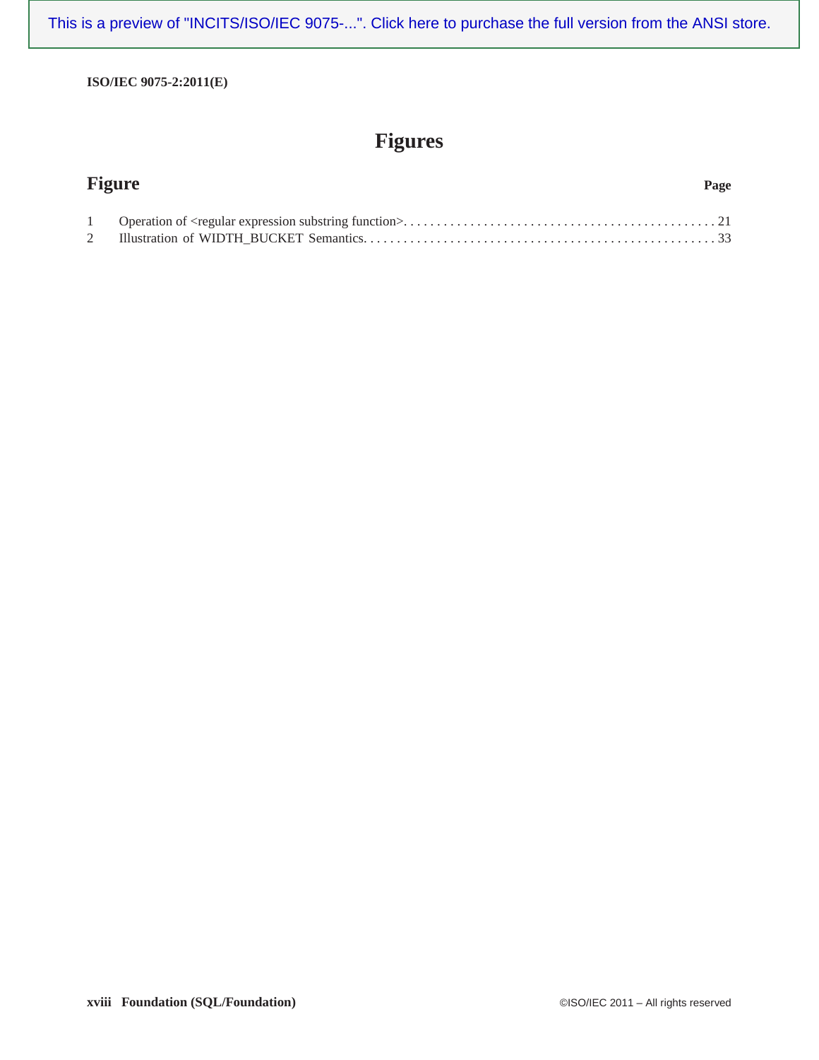# Figures

| Figure | | Page |
|---|---|---|
| 1 | Operation of <regular expression substring function> | 21 |
| 2 | Illustration of WIDTH_BUCKET Semantics | 33 |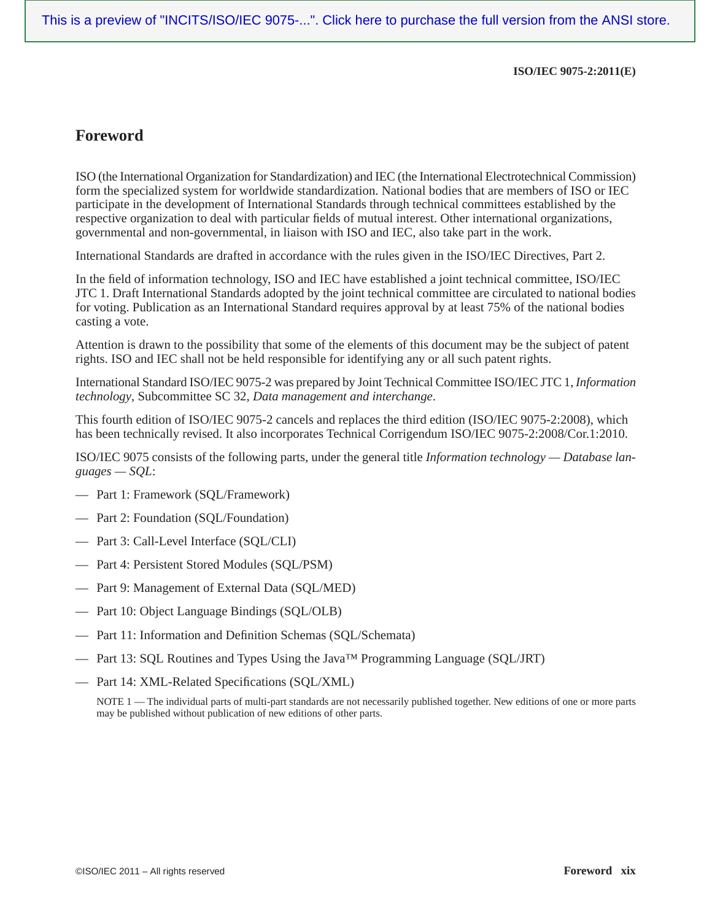# Foreword

ISO (the International Organization for Standardization) and IEC (the International Electrotechnical Commission) form the specialized system for worldwide standardization. National bodies that are members of ISO or IEC participate in the development of International Standards through technical committees established by the respective organization to deal with particular fields of mutual interest. Other international organizations, governmental and non-governmental, in liaison with ISO and IEC, also take part in the work.

International Standards are drafted in accordance with the rules given in the ISO/IEC Directives, Part 2.

In the field of information technology, ISO and IEC have established a joint technical committee, ISO/IEC JTC 1. Draft International Standards adopted by the joint technical committee are circulated to national bodies for voting. Publication as an International Standard requires approval by at least 75% of the national bodies casting a vote.

Attention is drawn to the possibility that some of the elements of this document may be the subject of patent rights. ISO and IEC shall not be held responsible for identifying any or all such patent rights.

International Standard ISO/IEC 9075-2 was prepared by Joint Technical Committee ISO/IEC JTC 1, *Information technology*, Subcommittee SC 32, *Data management and interchange*.

This fourth edition of ISO/IEC 9075-2 cancels and replaces the third edition (ISO/IEC 9075-2:2008), which has been technically revised. It also incorporates Technical Corrigendum ISO/IEC 9075-2:2008/Cor.1:2010.

ISO/IEC 9075 consists of the following parts, under the general title *Information technology — Database languages — SQL*:

— Part 1: Framework (SQL/Framework)

— Part 2: Foundation (SQL/Foundation)

— Part 3: Call-Level Interface (SQL/CLI)

— Part 4: Persistent Stored Modules (SQL/PSM)

— Part 9: Management of External Data (SQL/MED)

— Part 10: Object Language Bindings (SQL/OLB)

— Part 11: Information and Definition Schemas (SQL/Schemata)

— Part 13: SQL Routines and Types Using the Java™ Programming Language (SQL/JRT)

— Part 14: XML-Related Specifications (SQL/XML)

NOTE 1 — The individual parts of multi-part standards are not necessarily published together. New editions of one or more parts may be published without publication of new editions of other parts.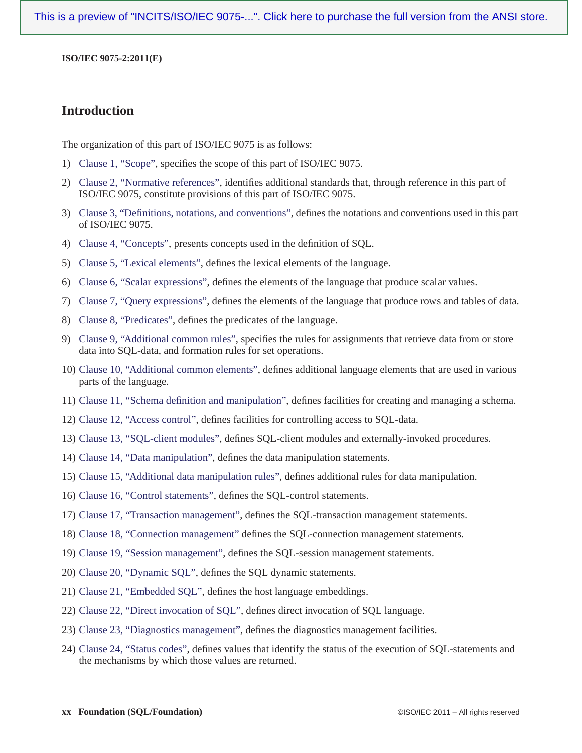# Introduction

The organization of this part of ISO/IEC 9075 is as follows:

1) Clause 1, “Scope”, specifies the scope of this part of ISO/IEC 9075.
2) Clause 2, “Normative references”, identifies additional standards that, through reference in this part of ISO/IEC 9075, constitute provisions of this part of ISO/IEC 9075.
3) Clause 3, “Definitions, notations, and conventions”, defines the notations and conventions used in this part of ISO/IEC 9075.
4) Clause 4, “Concepts”, presents concepts used in the definition of SQL.
5) Clause 5, “Lexical elements”, defines the lexical elements of the language.
6) Clause 6, “Scalar expressions”, defines the elements of the language that produce scalar values.
7) Clause 7, “Query expressions”, defines the elements of the language that produce rows and tables of data.
8) Clause 8, “Predicates”, defines the predicates of the language.
9) Clause 9, “Additional common rules”, specifies the rules for assignments that retrieve data from or store data into SQL-data, and formation rules for set operations.
10) Clause 10, “Additional common elements”, defines additional language elements that are used in various parts of the language.
11) Clause 11, “Schema definition and manipulation”, defines facilities for creating and managing a schema.
12) Clause 12, “Access control”, defines facilities for controlling access to SQL-data.
13) Clause 13, “SQL-client modules”, defines SQL-client modules and externally-invoked procedures.
14) Clause 14, “Data manipulation”, defines the data manipulation statements.
15) Clause 15, “Additional data manipulation rules”, defines additional rules for data manipulation.
16) Clause 16, “Control statements”, defines the SQL-control statements.
17) Clause 17, “Transaction management”, defines the SQL-transaction management statements.
18) Clause 18, “Connection management” defines the SQL-connection management statements.
19) Clause 19, “Session management”, defines the SQL-session management statements.
20) Clause 20, “Dynamic SQL”, defines the SQL dynamic statements.
21) Clause 21, “Embedded SQL”, defines the host language embeddings.
22) Clause 22, “Direct invocation of SQL”, defines direct invocation of SQL language.
23) Clause 23, “Diagnostics management”, defines the diagnostics management facilities.
24) Clause 24, “Status codes”, defines values that identify the status of the execution of SQL-statements and the mechanisms by which those values are returned.